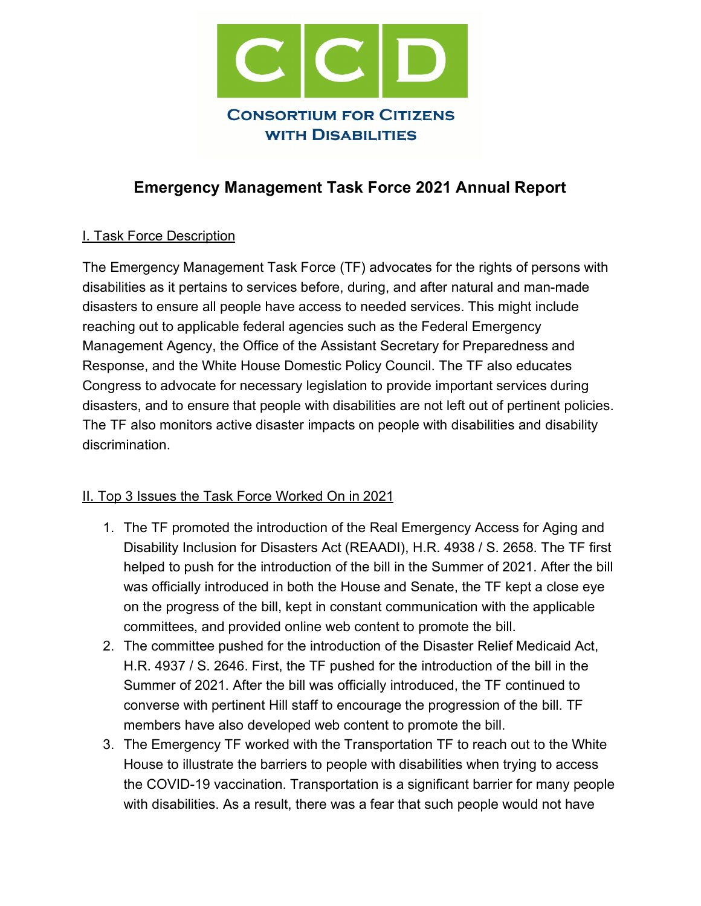CCD

Consortium for Citizens with Disabilities

# Emergency Management Task Force 2021 Annual Report

## I. Task Force Description

The Emergency Management Task Force (TF) advocates for the rights of persons with disabilities as it pertains to services before, during, and after natural and man-made disasters to ensure all people have access to needed services. This might include reaching out to applicable federal agencies such as the Federal Emergency Management Agency, the Office of the Assistant Secretary for Preparedness and Response, and the White House Domestic Policy Council. The TF also educates Congress to advocate for necessary legislation to provide important services during disasters, and to ensure that people with disabilities are not left out of pertinent policies. The TF also monitors active disaster impacts on people with disabilities and disability discrimination.

## II. Top 3 Issues the Task Force Worked On in 2021

1. The TF promoted the introduction of the Real Emergency Access for Aging and Disability Inclusion for Disasters Act (REAADI), H.R. 4938 / S. 2658. The TF first helped to push for the introduction of the bill in the Summer of 2021. After the bill was officially introduced in both the House and Senate, the TF kept a close eye on the progress of the bill, kept in constant communication with the applicable committees, and provided online web content to promote the bill.
2. The committee pushed for the introduction of the Disaster Relief Medicaid Act, H.R. 4937 / S. 2646. First, the TF pushed for the introduction of the bill in the Summer of 2021. After the bill was officially introduced, the TF continued to converse with pertinent Hill staff to encourage the progression of the bill. TF members have also developed web content to promote the bill.
3. The Emergency TF worked with the Transportation TF to reach out to the White House to illustrate the barriers to people with disabilities when trying to access the COVID-19 vaccination. Transportation is a significant barrier for many people with disabilities. As a result, there was a fear that such people would not have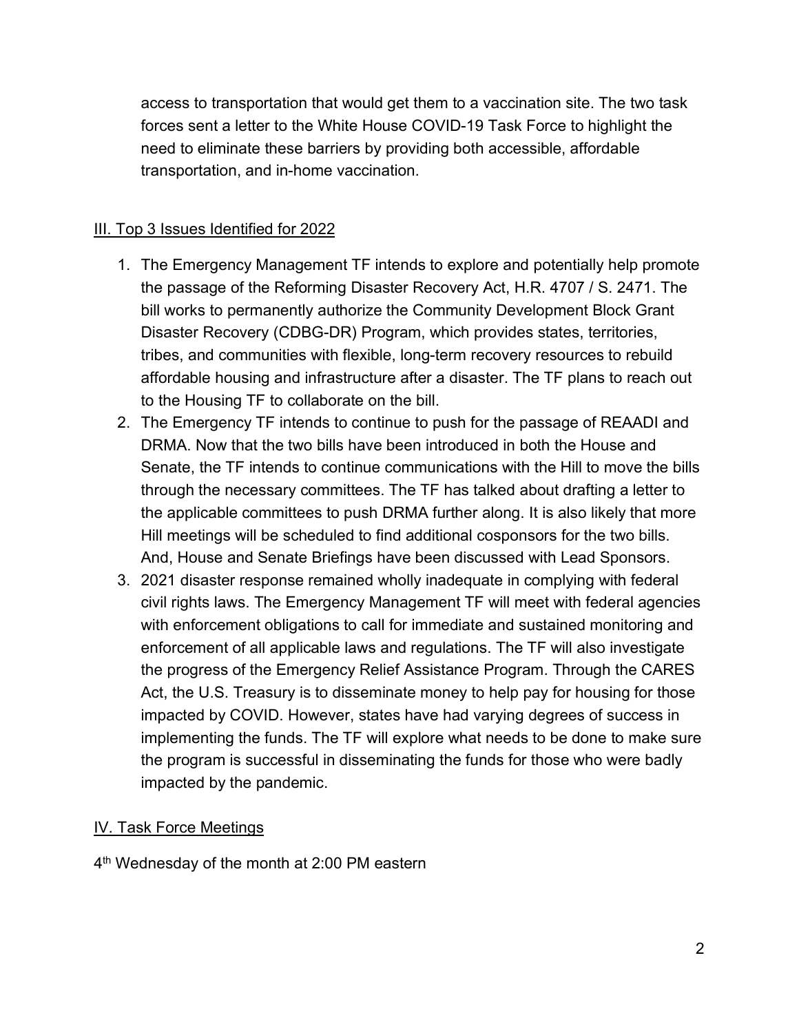access to transportation that would get them to a vaccination site. The two task forces sent a letter to the White House COVID-19 Task Force to highlight the need to eliminate these barriers by providing both accessible, affordable transportation, and in-home vaccination.

## III. Top 3 Issues Identified for 2022

1. The Emergency Management TF intends to explore and potentially help promote the passage of the Reforming Disaster Recovery Act, H.R. 4707 / S. 2471. The bill works to permanently authorize the Community Development Block Grant Disaster Recovery (CDBG-DR) Program, which provides states, territories, tribes, and communities with flexible, long-term recovery resources to rebuild affordable housing and infrastructure after a disaster. The TF plans to reach out to the Housing TF to collaborate on the bill.
2. The Emergency TF intends to continue to push for the passage of REAADI and DRMA. Now that the two bills have been introduced in both the House and Senate, the TF intends to continue communications with the Hill to move the bills through the necessary committees. The TF has talked about drafting a letter to the applicable committees to push DRMA further along. It is also likely that more Hill meetings will be scheduled to find additional cosponsors for the two bills. And, House and Senate Briefings have been discussed with Lead Sponsors.
3. 2021 disaster response remained wholly inadequate in complying with federal civil rights laws. The Emergency Management TF will meet with federal agencies with enforcement obligations to call for immediate and sustained monitoring and enforcement of all applicable laws and regulations. The TF will also investigate the progress of the Emergency Relief Assistance Program. Through the CARES Act, the U.S. Treasury is to disseminate money to help pay for housing for those impacted by COVID. However, states have had varying degrees of success in implementing the funds. The TF will explore what needs to be done to make sure the program is successful in disseminating the funds for those who were badly impacted by the pandemic.

## IV. Task Force Meetings

4th Wednesday of the month at 2:00 PM eastern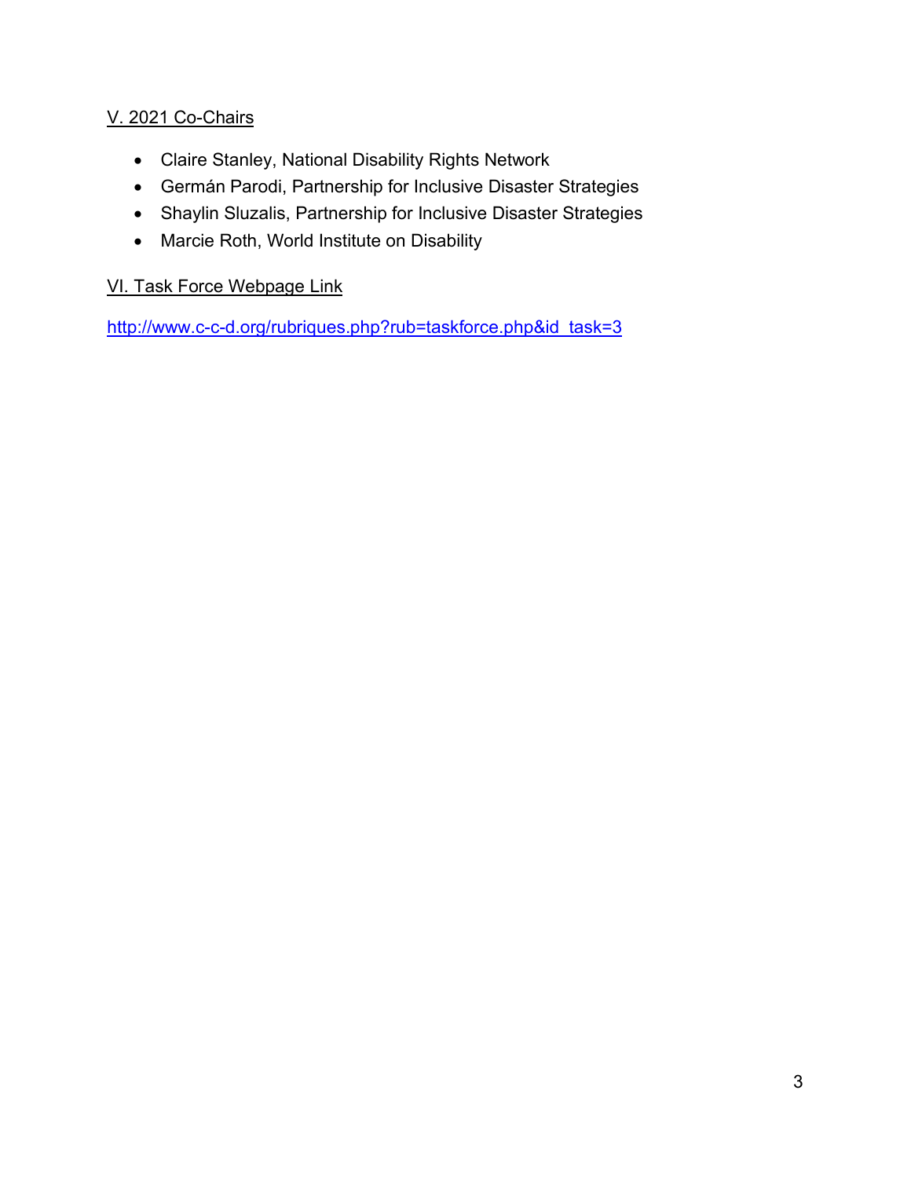## V. 2021 Co-Chairs

- Claire Stanley, National Disability Rights Network
- Germán Parodi, Partnership for Inclusive Disaster Strategies
- Shaylin Sluzalis, Partnership for Inclusive Disaster Strategies
- Marcie Roth, World Institute on Disability

## VI. Task Force Webpage Link

http://www.c-c-d.org/rubriques.php?rub=taskforce.php&id_task=3